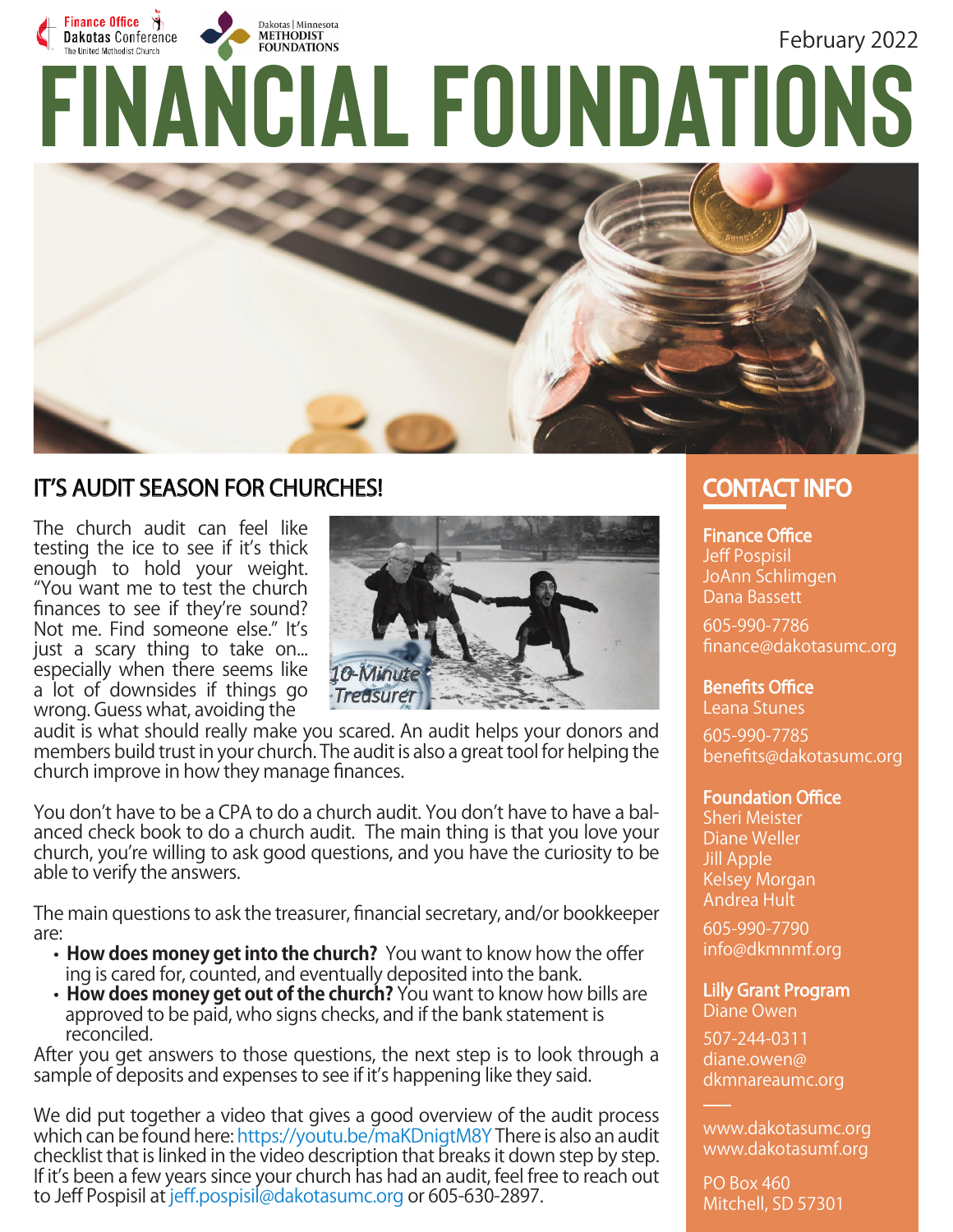Finance Office
Dakotas Conference
The United Methodist Church

Dakotas | Minnesota
METHODIST
FOUNDATIONS

February 2022

# FINANCIAL FOUNDATIONS

## IT'S AUDIT SEASON FOR CHURCHES!

The church audit can feel like testing the ice to see if it's thick enough to hold your weight. "You want me to test the church finances to see if they're sound? Not me. Find someone else." It's just a scary thing to take on... especially when there seems like a lot of downsides if things go wrong. Guess what, avoiding the audit is what should really make you scared. An audit helps your donors and members build trust in your church. The audit is also a great tool for helping the church improve in how they manage finances.

You don't have to be a CPA to do a church audit. You don't have to have a balanced check book to do a church audit. The main thing is that you love your church, you're willing to ask good questions, and you have the curiosity to be able to verify the answers.

The main questions to ask the treasurer, financial secretary, and/or bookkeeper are:

- **How does money get into the church?** You want to know how the offering is cared for, counted, and eventually deposited into the bank.
- **How does money get out of the church?** You want to know how bills are approved to be paid, who signs checks, and if the bank statement is reconciled.

After you get answers to those questions, the next step is to look through a sample of deposits and expenses to see if it's happening like they said.

We did put together a video that gives a good overview of the audit process which can be found here: https://youtu.be/maKDnigtM8Y There is also an audit checklist that is linked in the video description that breaks it down step by step. If it's been a few years since your church has had an audit, feel free to reach out to Jeff Pospisil at jeff.pospisil@dakotasumc.org or 605-630-2897.

## CONTACT INFO

**Finance Office**
Jeff Pospisil
JoAnn Schlimgen
Dana Bassett
605-990-7786
finance@dakotasumc.org

**Benefits Office**
Leana Stunes
605-990-7785
benefits@dakotasumc.org

**Foundation Office**
Sheri Meister
Diane Weller
Jill Apple
Kelsey Morgan
Andrea Hult
605-990-7790
info@dkmnmf.org

**Lilly Grant Program**
Diane Owen
507-244-0311
diane.owen@dkmnareaumc.org

www.dakotasumc.org
www.dakotasumf.org

PO Box 460
Mitchell, SD 57301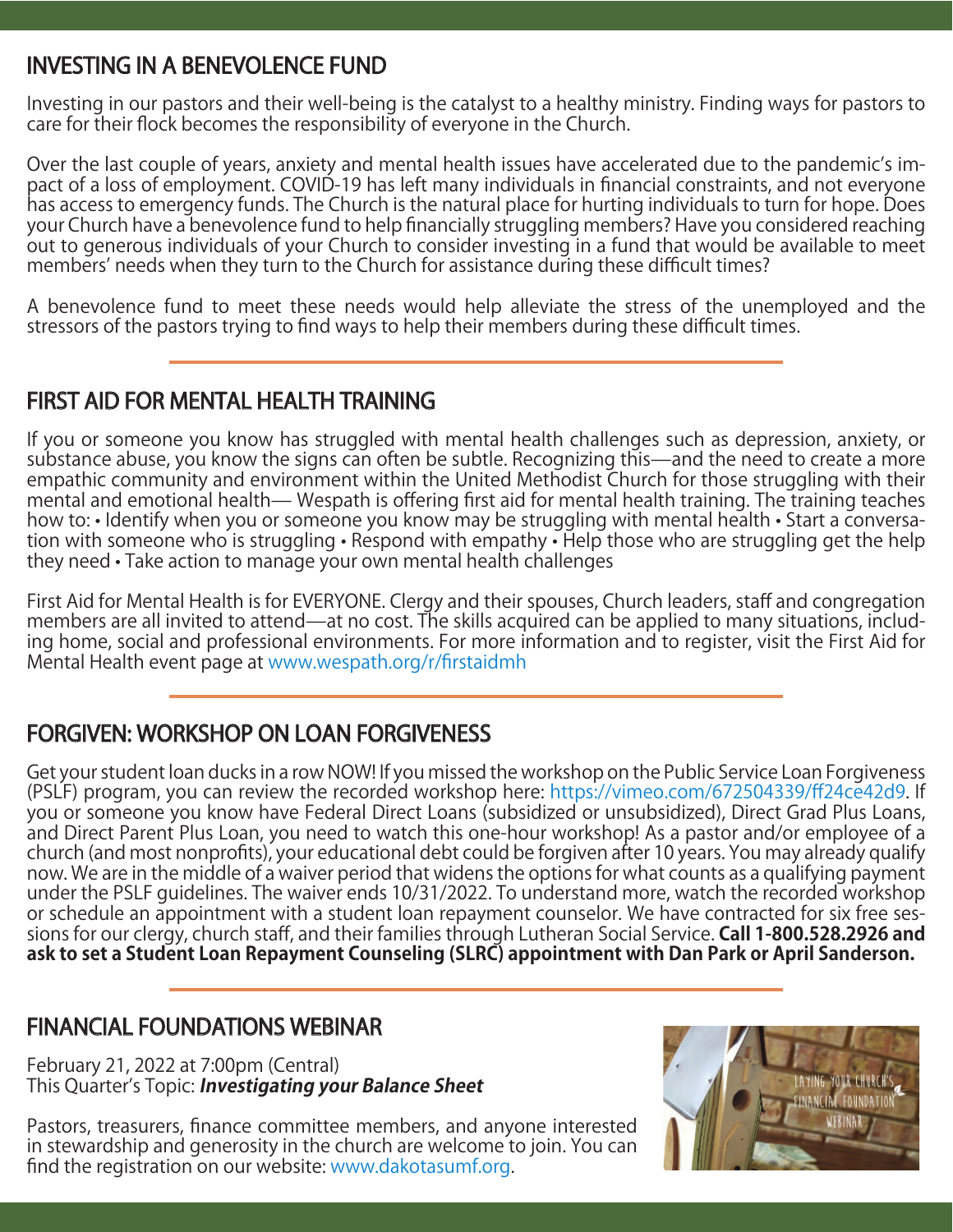## INVESTING IN A BENEVOLENCE FUND

Investing in our pastors and their well-being is the catalyst to a healthy ministry. Finding ways for pastors to care for their flock becomes the responsibility of everyone in the Church.

Over the last couple of years, anxiety and mental health issues have accelerated due to the pandemic's impact of a loss of employment. COVID-19 has left many individuals in financial constraints, and not everyone has access to emergency funds. The Church is the natural place for hurting individuals to turn for hope. Does your Church have a benevolence fund to help financially struggling members? Have you considered reaching out to generous individuals of your Church to consider investing in a fund that would be available to meet members' needs when they turn to the Church for assistance during these difficult times?

A benevolence fund to meet these needs would help alleviate the stress of the unemployed and the stressors of the pastors trying to find ways to help their members during these difficult times.

---

## FIRST AID FOR MENTAL HEALTH TRAINING

If you or someone you know has struggled with mental health challenges such as depression, anxiety, or substance abuse, you know the signs can often be subtle. Recognizing this—and the need to create a more empathic community and environment within the United Methodist Church for those struggling with their mental and emotional health— Wespath is offering first aid for mental health training. The training teaches how to: • Identify when you or someone you know may be struggling with mental health • Start a conversation with someone who is struggling • Respond with empathy • Help those who are struggling get the help they need • Take action to manage your own mental health challenges

First Aid for Mental Health is for EVERYONE. Clergy and their spouses, Church leaders, staff and congregation members are all invited to attend—at no cost. The skills acquired can be applied to many situations, including home, social and professional environments. For more information and to register, visit the First Aid for Mental Health event page at www.wespath.org/r/firstaidmh

---

## FORGIVEN: WORKSHOP ON LOAN FORGIVENESS

Get your student loan ducks in a row NOW! If you missed the workshop on the Public Service Loan Forgiveness (PSLF) program, you can review the recorded workshop here: https://vimeo.com/672504339/ff24ce42d9. If you or someone you know have Federal Direct Loans (subsidized or unsubsidized), Direct Grad Plus Loans, and Direct Parent Plus Loan, you need to watch this one-hour workshop! As a pastor and/or employee of a church (and most nonprofits), your educational debt could be forgiven after 10 years. You may already qualify now. We are in the middle of a waiver period that widens the options for what counts as a qualifying payment under the PSLF guidelines. The waiver ends 10/31/2022. To understand more, watch the recorded workshop or schedule an appointment with a student loan repayment counselor. We have contracted for six free sessions for our clergy, church staff, and their families through Lutheran Social Service. **Call 1-800.528.2926 and ask to set a Student Loan Repayment Counseling (SLRC) appointment with Dan Park or April Sanderson.**

---

## FINANCIAL FOUNDATIONS WEBINAR

February 21, 2022 at 7:00pm (Central)
This Quarter's Topic: ***Investigating your Balance Sheet***

Pastors, treasurers, finance committee members, and anyone interested in stewardship and generosity in the church are welcome to join. You can find the registration on our website: www.dakotasumf.org.